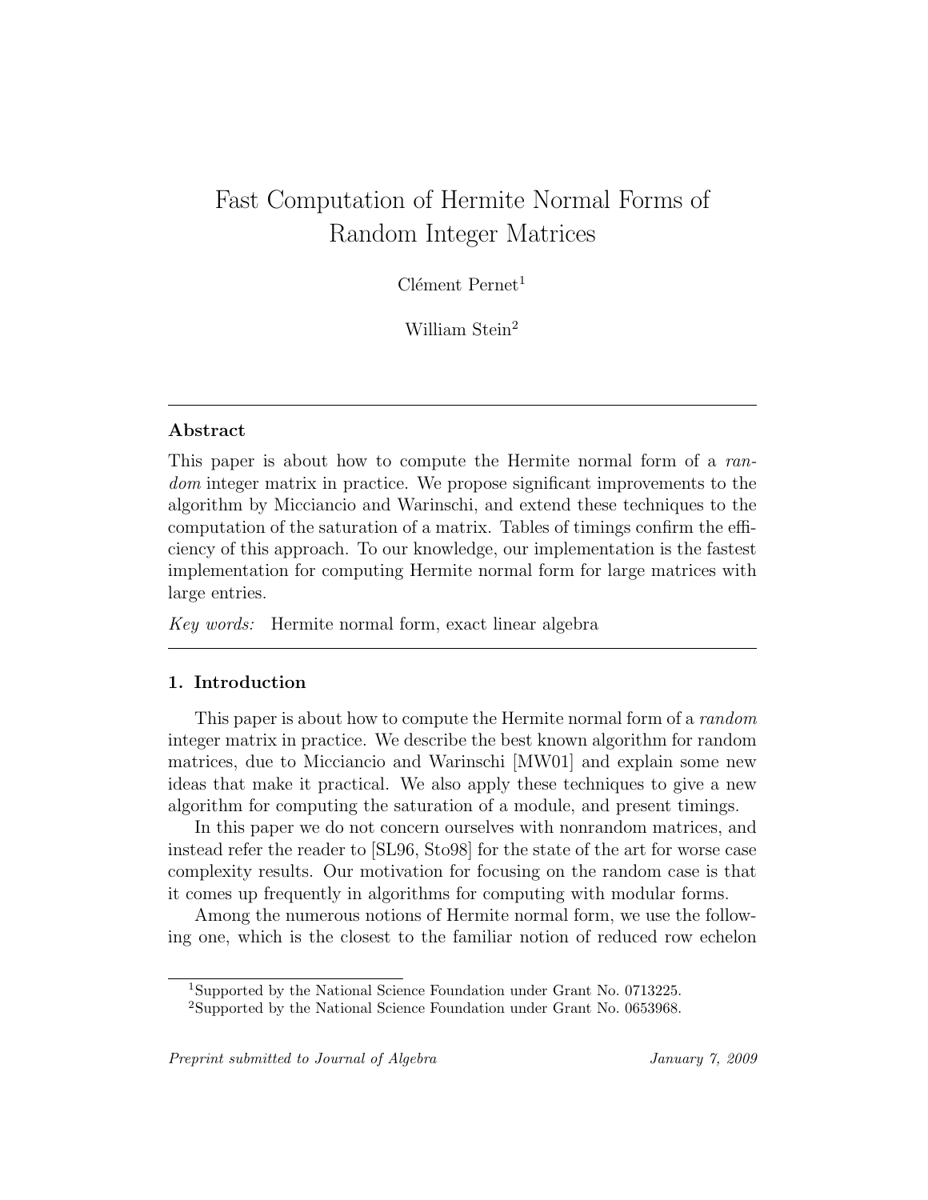# Fast Computation of Hermite Normal Forms of Random Integer Matrices

Clément Pernet[1]

William Stein[2]

---

**Abstract**

This paper is about how to compute the Hermite normal form of a *random* integer matrix in practice. We propose significant improvements to the algorithm by Micciancio and Warinschi, and extend these techniques to the computation of the saturation of a matrix. Tables of timings confirm the efficiency of this approach. To our knowledge, our implementation is the fastest implementation for computing Hermite normal form for large matrices with large entries.

*Key words:* Hermite normal form, exact linear algebra

---

## 1. Introduction

This paper is about how to compute the Hermite normal form of a *random* integer matrix in practice. We describe the best known algorithm for random matrices, due to Micciancio and Warinschi [MW01] and explain some new ideas that make it practical. We also apply these techniques to give a new algorithm for computing the saturation of a module, and present timings.

In this paper we do not concern ourselves with nonrandom matrices, and instead refer the reader to [SL96, Sto98] for the state of the art for worse case complexity results. Our motivation for focusing on the random case is that it comes up frequently in algorithms for computing with modular forms.

Among the numerous notions of Hermite normal form, we use the following one, which is the closest to the familiar notion of reduced row echelon

---

[1] Supported by the National Science Foundation under Grant No. 0713225.

[2] Supported by the National Science Foundation under Grant No. 0653968.

*Preprint submitted to Journal of Algebra* *January 7, 2009*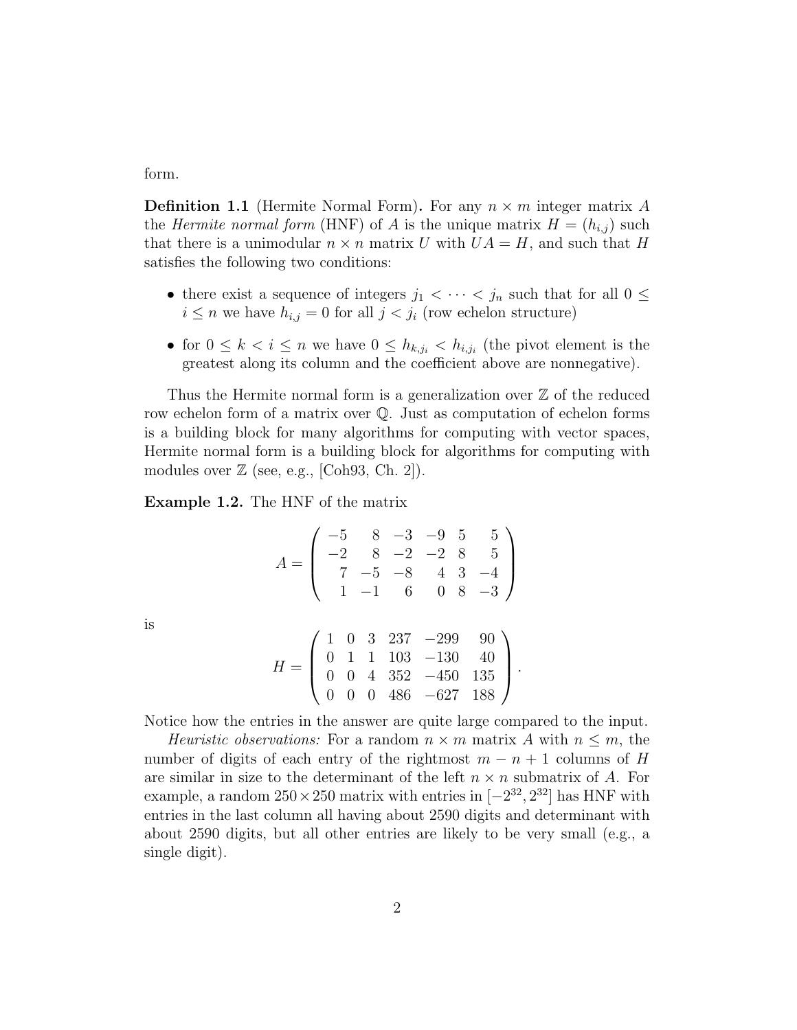form.

**Definition 1.1** (Hermite Normal Form)**.** For any $n \times m$ integer matrix $A$ the *Hermite normal form* (HNF) of $A$ is the unique matrix $H = (h_{i,j})$ such that there is a unimodular $n \times n$ matrix $U$ with $UA = H$, and such that $H$ satisfies the following two conditions:

- there exist a sequence of integers $j_1 < \cdots < j_n$ such that for all $0 \leq i \leq n$ we have $h_{i,j} = 0$ for all $j < j_i$ (row echelon structure)
- for $0 \leq k < i \leq n$ we have $0 \leq h_{k,j_i} < h_{i,j_i}$ (the pivot element is the greatest along its column and the coefficient above are nonnegative).

Thus the Hermite normal form is a generalization over $\mathbb{Z}$ of the reduced row echelon form of a matrix over $\mathbb{Q}$. Just as computation of echelon forms is a building block for many algorithms for computing with vector spaces, Hermite normal form is a building block for algorithms for computing with modules over $\mathbb{Z}$ (see, e.g., [Coh93, Ch. 2]).

**Example 1.2.** The HNF of the matrix

$$A = \begin{pmatrix} -5 & 8 & -3 & -9 & 5 & 5 \\ -2 & 8 & -2 & -2 & 8 & 5 \\ 7 & -5 & -8 & 4 & 3 & -4 \\ 1 & -1 & 6 & 0 & 8 & -3 \end{pmatrix}$$

is

$$H = \begin{pmatrix} 1 & 0 & 3 & 237 & -299 & 90 \\ 0 & 1 & 1 & 103 & -130 & 40 \\ 0 & 0 & 4 & 352 & -450 & 135 \\ 0 & 0 & 0 & 486 & -627 & 188 \end{pmatrix}.$$

Notice how the entries in the answer are quite large compared to the input.

*Heuristic observations:* For a random $n \times m$ matrix $A$ with $n \leq m$, the number of digits of each entry of the rightmost $m - n + 1$ columns of $H$ are similar in size to the determinant of the left $n \times n$ submatrix of $A$. For example, a random $250 \times 250$ matrix with entries in $[-2^{32}, 2^{32}]$ has HNF with entries in the last column all having about 2590 digits and determinant with about 2590 digits, but all other entries are likely to be very small (e.g., a single digit).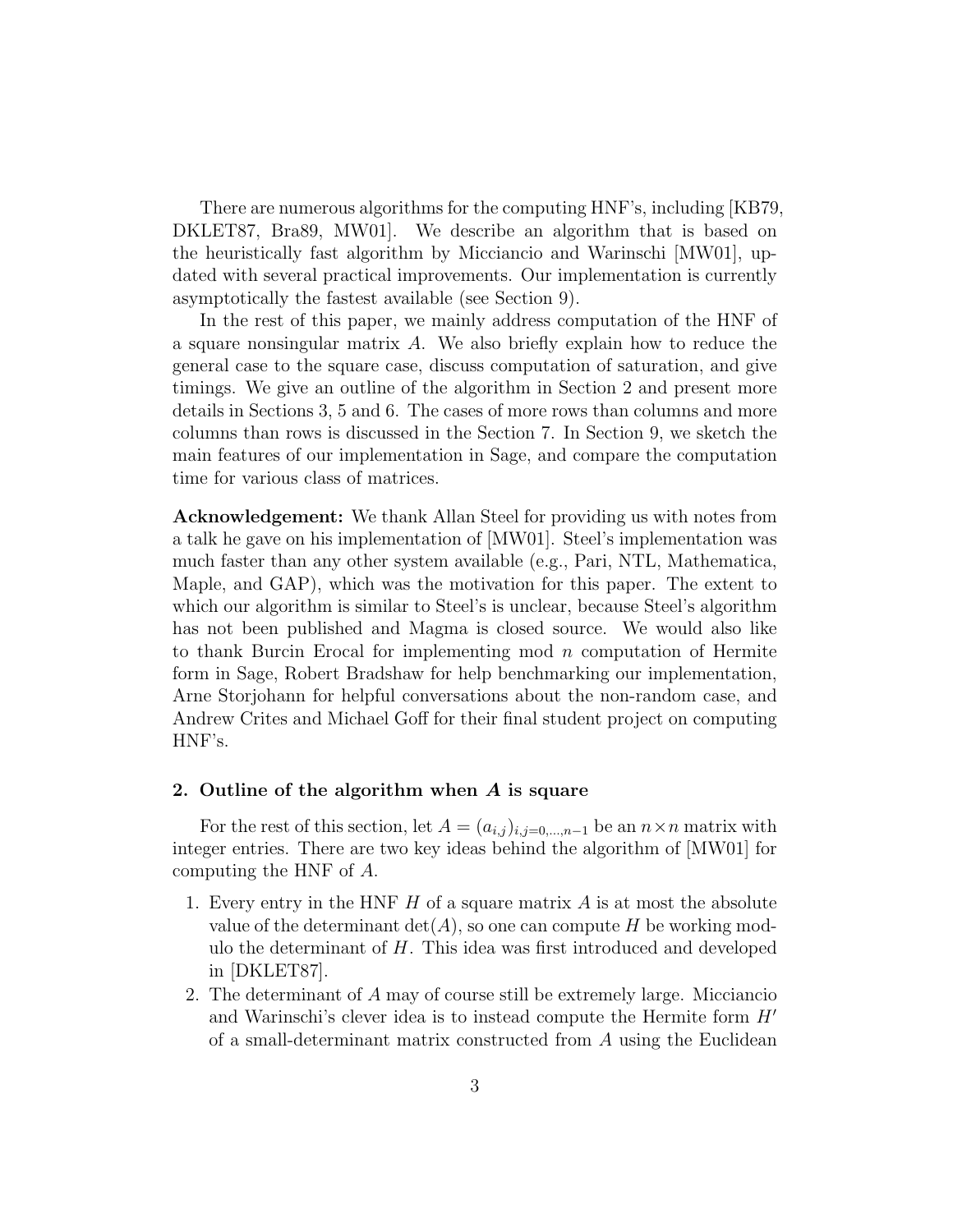There are numerous algorithms for the computing HNF's, including [KB79, DKLET87, Bra89, MW01]. We describe an algorithm that is based on the heuristically fast algorithm by Micciancio and Warinschi [MW01], updated with several practical improvements. Our implementation is currently asymptotically the fastest available (see Section 9).

In the rest of this paper, we mainly address computation of the HNF of a square nonsingular matrix $A$. We also briefly explain how to reduce the general case to the square case, discuss computation of saturation, and give timings. We give an outline of the algorithm in Section 2 and present more details in Sections 3, 5 and 6. The cases of more rows than columns and more columns than rows is discussed in the Section 7. In Section 9, we sketch the main features of our implementation in Sage, and compare the computation time for various class of matrices.

**Acknowledgement:** We thank Allan Steel for providing us with notes from a talk he gave on his implementation of [MW01]. Steel's implementation was much faster than any other system available (e.g., Pari, NTL, Mathematica, Maple, and GAP), which was the motivation for this paper. The extent to which our algorithm is similar to Steel's is unclear, because Steel's algorithm has not been published and Magma is closed source. We would also like to thank Burcin Erocal for implementing mod $n$ computation of Hermite form in Sage, Robert Bradshaw for help benchmarking our implementation, Arne Storjohann for helpful conversations about the non-random case, and Andrew Crites and Michael Goff for their final student project on computing HNF's.

## 2. Outline of the algorithm when $A$ is square

For the rest of this section, let $A = (a_{i,j})_{i,j=0,\ldots,n-1}$ be an $n \times n$ matrix with integer entries. There are two key ideas behind the algorithm of [MW01] for computing the HNF of $A$.

1. Every entry in the HNF $H$ of a square matrix $A$ is at most the absolute value of the determinant $\det(A)$, so one can compute $H$ be working modulo the determinant of $H$. This idea was first introduced and developed in [DKLET87].
2. The determinant of $A$ may of course still be extremely large. Micciancio and Warinschi's clever idea is to instead compute the Hermite form $H'$ of a small-determinant matrix constructed from $A$ using the Euclidean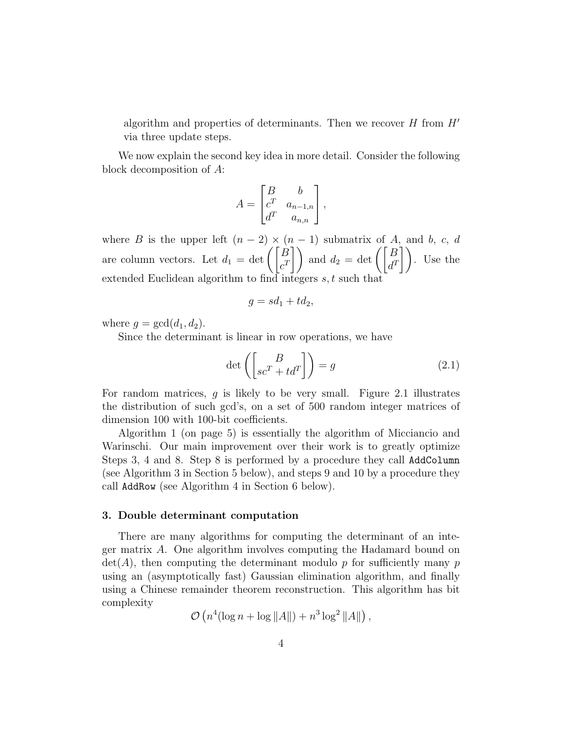algorithm and properties of determinants. Then we recover $H$ from $H'$ via three update steps.

We now explain the second key idea in more detail. Consider the following block decomposition of $A$:

$$A = \begin{bmatrix} B & b \\ c^T & a_{n-1,n} \\ d^T & a_{n,n} \end{bmatrix},$$

where $B$ is the upper left $(n-2) \times (n-1)$ submatrix of $A$, and $b$, $c$, $d$ are column vectors. Let $d_1 = \det\left(\begin{bmatrix} B \\ c^T \end{bmatrix}\right)$ and $d_2 = \det\left(\begin{bmatrix} B \\ d^T \end{bmatrix}\right)$. Use the extended Euclidean algorithm to find integers $s, t$ such that

$$g = sd_1 + td_2,$$

where $g = \gcd(d_1, d_2)$.

Since the determinant is linear in row operations, we have

$$\det\left(\begin{bmatrix} B \\ sc^T + td^T \end{bmatrix}\right) = g \tag{2.1}$$

For random matrices, $g$ is likely to be very small. Figure 2.1 illustrates the distribution of such gcd's, on a set of 500 random integer matrices of dimension 100 with 100-bit coefficients.

Algorithm 1 (on page 5) is essentially the algorithm of Micciancio and Warinschi. Our main improvement over their work is to greatly optimize Steps 3, 4 and 8. Step 8 is performed by a procedure they call `AddColumn` (see Algorithm 3 in Section 5 below), and steps 9 and 10 by a procedure they call `AddRow` (see Algorithm 4 in Section 6 below).

## 3. Double determinant computation

There are many algorithms for computing the determinant of an integer matrix $A$. One algorithm involves computing the Hadamard bound on $\det(A)$, then computing the determinant modulo $p$ for sufficiently many $p$ using an (asymptotically fast) Gaussian elimination algorithm, and finally using a Chinese remainder theorem reconstruction. This algorithm has bit complexity

$$\mathcal{O}\left(n^4(\log n + \log \|A\|) + n^3 \log^2 \|A\|\right),$$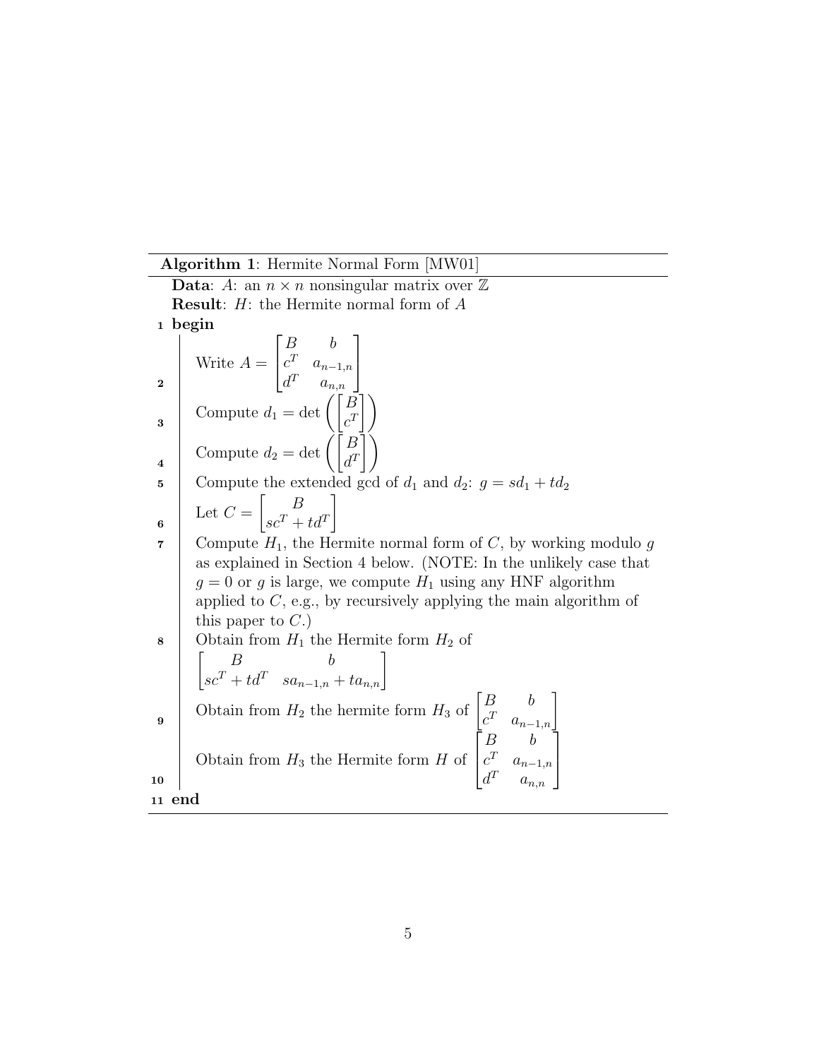**Algorithm 1**: Hermite Normal Form [MW01]

**Data**: $A$: an $n \times n$ nonsingular matrix over $\mathbb{Z}$

**Result**: $H$: the Hermite normal form of $A$

1 **begin**

2 Write $A = \begin{bmatrix} B & b \\ c^T & a_{n-1,n} \\ d^T & a_{n,n} \end{bmatrix}$

3 Compute $d_1 = \det\left(\begin{bmatrix} B \\ c^T \end{bmatrix}\right)$

4 Compute $d_2 = \det\left(\begin{bmatrix} B \\ d^T \end{bmatrix}\right)$

5 Compute the extended gcd of $d_1$ and $d_2$: $g = sd_1 + td_2$

6 Let $C = \begin{bmatrix} B \\ sc^T + td^T \end{bmatrix}$

7 Compute $H_1$, the Hermite normal form of $C$, by working modulo $g$ as explained in Section 4 below. (NOTE: In the unlikely case that $g = 0$ or $g$ is large, we compute $H_1$ using any HNF algorithm applied to $C$, e.g., by recursively applying the main algorithm of this paper to $C$.)

8 Obtain from $H_1$ the Hermite form $H_2$ of $\begin{bmatrix} B & b \\ sc^T + td^T & sa_{n-1,n} + ta_{n,n} \end{bmatrix}$

9 Obtain from $H_2$ the hermite form $H_3$ of $\begin{bmatrix} B & b \\ c^T & a_{n-1,n} \end{bmatrix}$

10 Obtain from $H_3$ the Hermite form $H$ of $\begin{bmatrix} B & b \\ c^T & a_{n-1,n} \\ d^T & a_{n,n} \end{bmatrix}$

11 **end**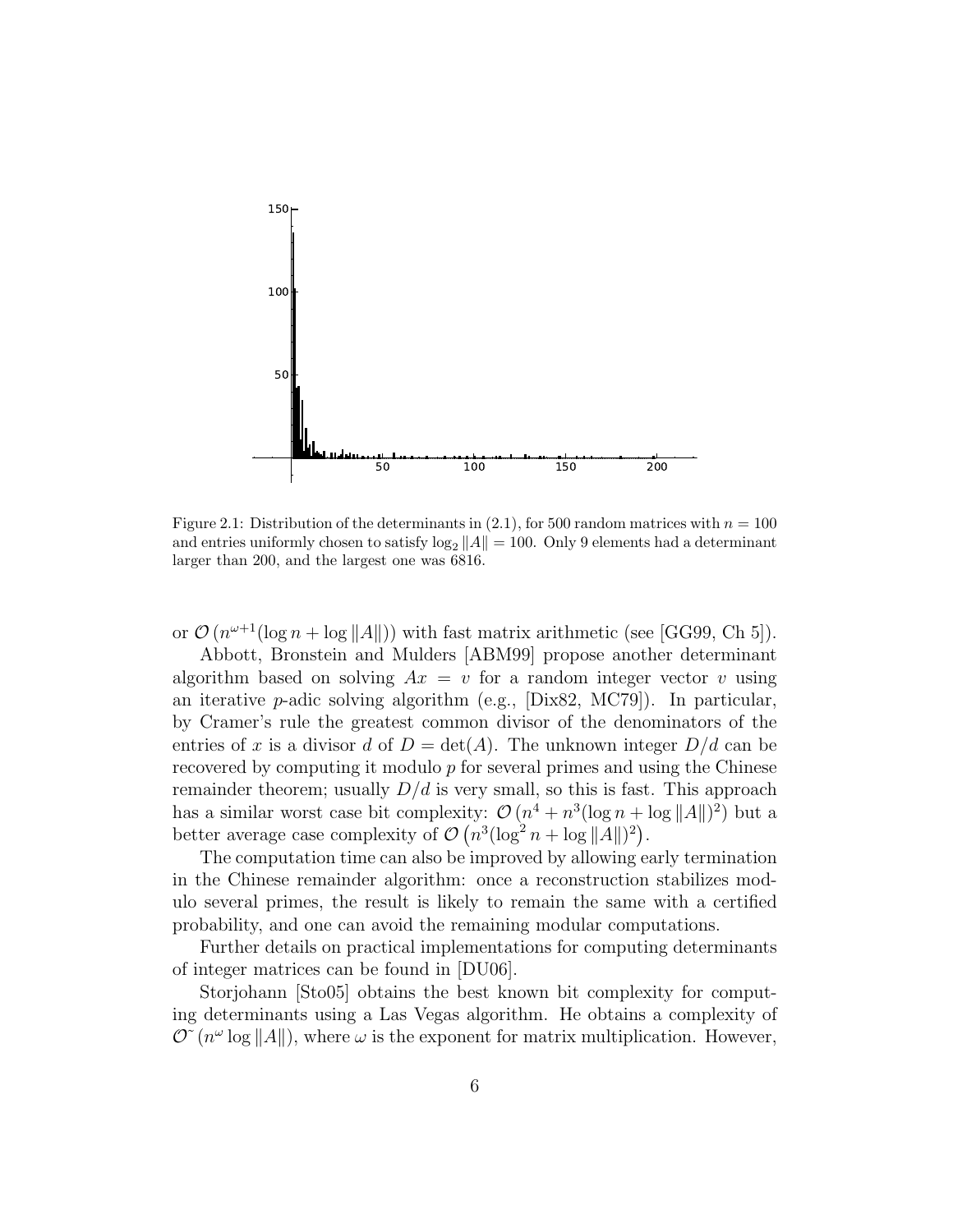Figure 2.1: Distribution of the determinants in (2.1), for 500 random matrices with $n = 100$ and entries uniformly chosen to satisfy $\log_2 \|A\| = 100$. Only 9 elements had a determinant larger than 200, and the largest one was 6816.

or $\mathcal{O}\left(n^{\omega+1}(\log n + \log \|A\|)\right)$ with fast matrix arithmetic (see [GG99, Ch 5]).

Abbott, Bronstein and Mulders [ABM99] propose another determinant algorithm based on solving $Ax = v$ for a random integer vector $v$ using an iterative $p$-adic solving algorithm (e.g., [Dix82, MC79]). In particular, by Cramer's rule the greatest common divisor of the denominators of the entries of $x$ is a divisor $d$ of $D = \det(A)$. The unknown integer $D/d$ can be recovered by computing it modulo $p$ for several primes and using the Chinese remainder theorem; usually $D/d$ is very small, so this is fast. This approach has a similar worst case bit complexity: $\mathcal{O}\left(n^4 + n^3(\log n + \log \|A\|)^2\right)$ but a better average case complexity of $\mathcal{O}\left(n^3(\log^2 n + \log \|A\|)^2\right)$.

The computation time can also be improved by allowing early termination in the Chinese remainder algorithm: once a reconstruction stabilizes modulo several primes, the result is likely to remain the same with a certified probability, and one can avoid the remaining modular computations.

Further details on practical implementations for computing determinants of integer matrices can be found in [DU06].

Storjohann [Sto05] obtains the best known bit complexity for computing determinants using a Las Vegas algorithm. He obtains a complexity of $\mathcal{O}\tilde{}\left(n^{\omega} \log \|A\|\right)$, where $\omega$ is the exponent for matrix multiplication. However,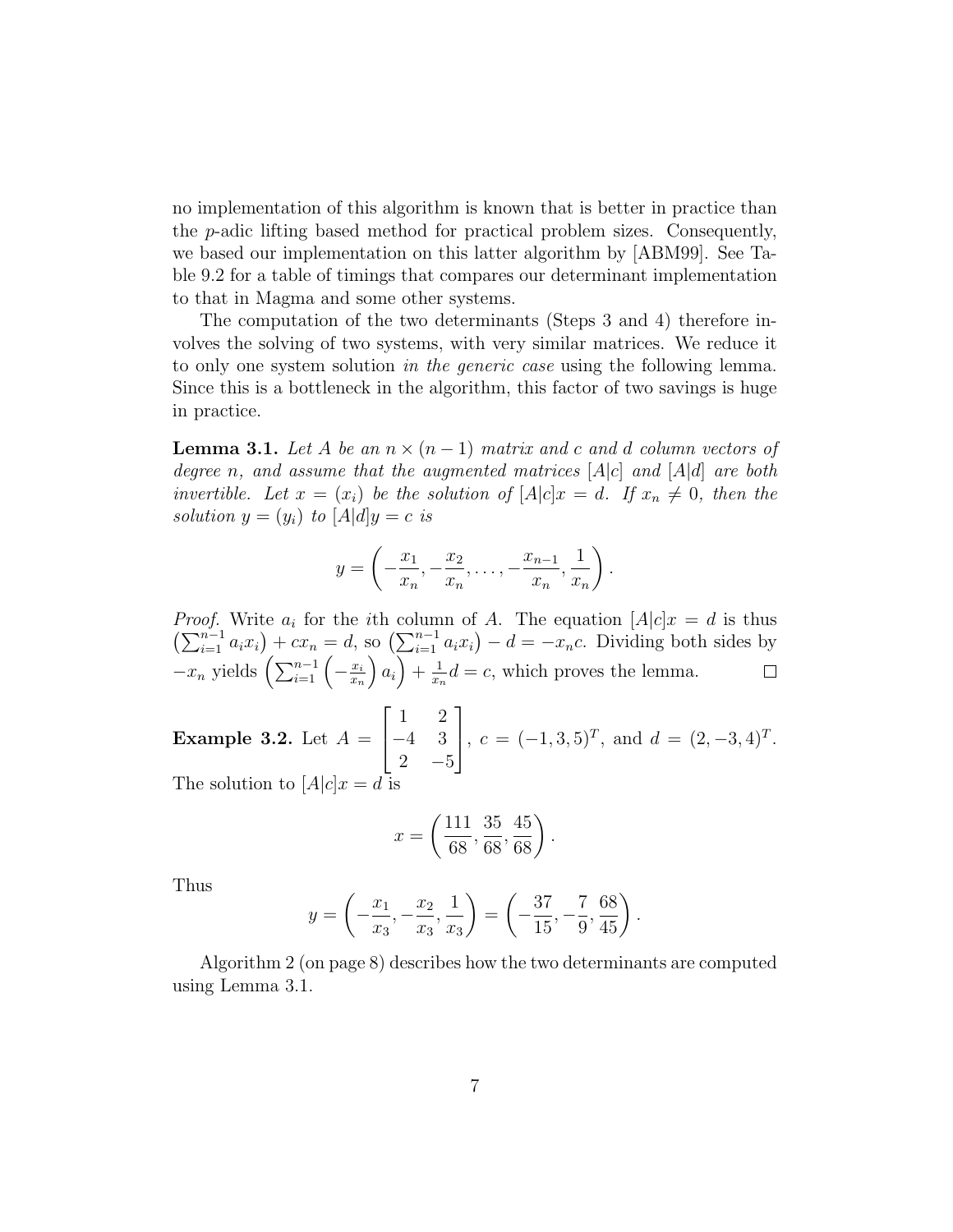no implementation of this algorithm is known that is better in practice than the $p$-adic lifting based method for practical problem sizes. Consequently, we based our implementation on this latter algorithm by [ABM99]. See Table 9.2 for a table of timings that compares our determinant implementation to that in Magma and some other systems.

The computation of the two determinants (Steps 3 and 4) therefore involves the solving of two systems, with very similar matrices. We reduce it to only one system solution *in the generic case* using the following lemma. Since this is a bottleneck in the algorithm, this factor of two savings is huge in practice.

**Lemma 3.1.** *Let $A$ be an $n \times (n-1)$ matrix and $c$ and $d$ column vectors of degree $n$, and assume that the augmented matrices $[A|c]$ and $[A|d]$ are both invertible. Let $x = (x_i)$ be the solution of $[A|c]x = d$. If $x_n \neq 0$, then the solution $y = (y_i)$ to $[A|d]y = c$ is*

$$y = \left( -\frac{x_1}{x_n}, -\frac{x_2}{x_n}, \ldots, -\frac{x_{n-1}}{x_n}, \frac{1}{x_n} \right).$$

*Proof.* Write $a_i$ for the $i$th column of $A$. The equation $[A|c]x = d$ is thus $\left(\sum_{i=1}^{n-1} a_i x_i\right) + c x_n = d$, so $\left(\sum_{i=1}^{n-1} a_i x_i\right) - d = -x_n c$. Dividing both sides by $-x_n$ yields $\left(\sum_{i=1}^{n-1} \left(-\frac{x_i}{x_n}\right) a_i\right) + \frac{1}{x_n} d = c$, which proves the lemma. $\square$

**Example 3.2.** Let $A = \begin{bmatrix} 1 & 2 \\ -4 & 3 \\ 2 & -5 \end{bmatrix}$, $c = (-1, 3, 5)^T$, and $d = (2, -3, 4)^T$. The solution to $[A|c]x = d$ is

$$x = \left( \frac{111}{68}, \frac{35}{68}, \frac{45}{68} \right).$$

Thus

$$y = \left( -\frac{x_1}{x_3}, -\frac{x_2}{x_3}, \frac{1}{x_3} \right) = \left( -\frac{37}{15}, -\frac{7}{9}, \frac{68}{45} \right).$$

Algorithm 2 (on page 8) describes how the two determinants are computed using Lemma 3.1.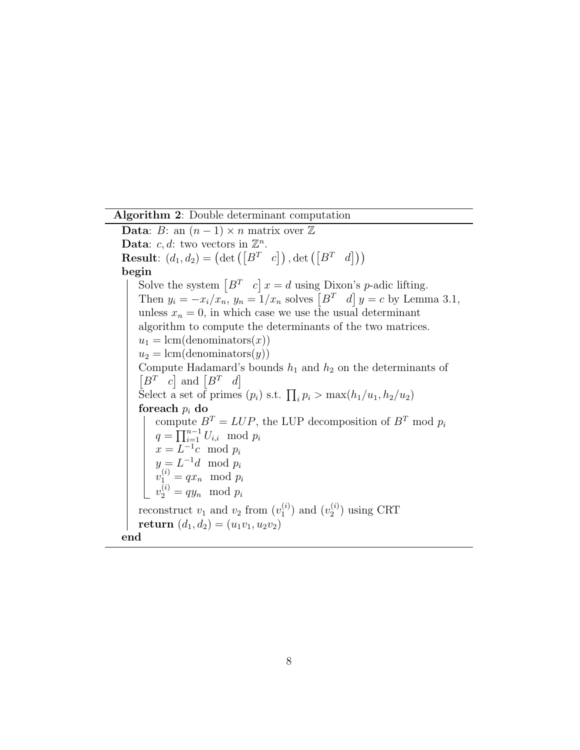**Algorithm 2**: Double determinant computation

**Data**: $B$: an $(n-1) \times n$ matrix over $\mathbb{Z}$

**Data**: $c, d$: two vectors in $\mathbb{Z}^n$.

**Result**: $(d_1, d_2) = \left(\det\left(\begin{bmatrix} B^T & c \end{bmatrix}\right), \det\left(\begin{bmatrix} B^T & d \end{bmatrix}\right)\right)$

**begin**

- Solve the system $\begin{bmatrix} B^T & c \end{bmatrix} x = d$ using Dixon's $p$-adic lifting.
- Then $y_i = -x_i/x_n$, $y_n = 1/x_n$ solves $\begin{bmatrix} B^T & d \end{bmatrix} y = c$ by Lemma 3.1, unless $x_n = 0$, in which case we use the usual determinant algorithm to compute the determinants of the two matrices.
- $u_1 = \text{lcm}(\text{denominators}(x))$
- $u_2 = \text{lcm}(\text{denominators}(y))$
- Compute Hadamard's bounds $h_1$ and $h_2$ on the determinants of $\begin{bmatrix} B^T & c \end{bmatrix}$ and $\begin{bmatrix} B^T & d \end{bmatrix}$
- Select a set of primes $(p_i)$ s.t. $\prod_i p_i > \max(h_1/u_1, h_2/u_2)$
- **foreach** $p_i$ **do**
  - compute $B^T = LUP$, the LUP decomposition of $B^T$ mod $p_i$
  - $q = \prod_{i=1}^{n-1} U_{i,i} \mod p_i$
  - $x = L^{-1}c \mod p_i$
  - $y = L^{-1}d \mod p_i$
  - $v_1^{(i)} = qx_n \mod p_i$
  - $v_2^{(i)} = qy_n \mod p_i$
- reconstruct $v_1$ and $v_2$ from $(v_1^{(i)})$ and $(v_2^{(i)})$ using CRT
- **return** $(d_1, d_2) = (u_1 v_1, u_2 v_2)$

**end**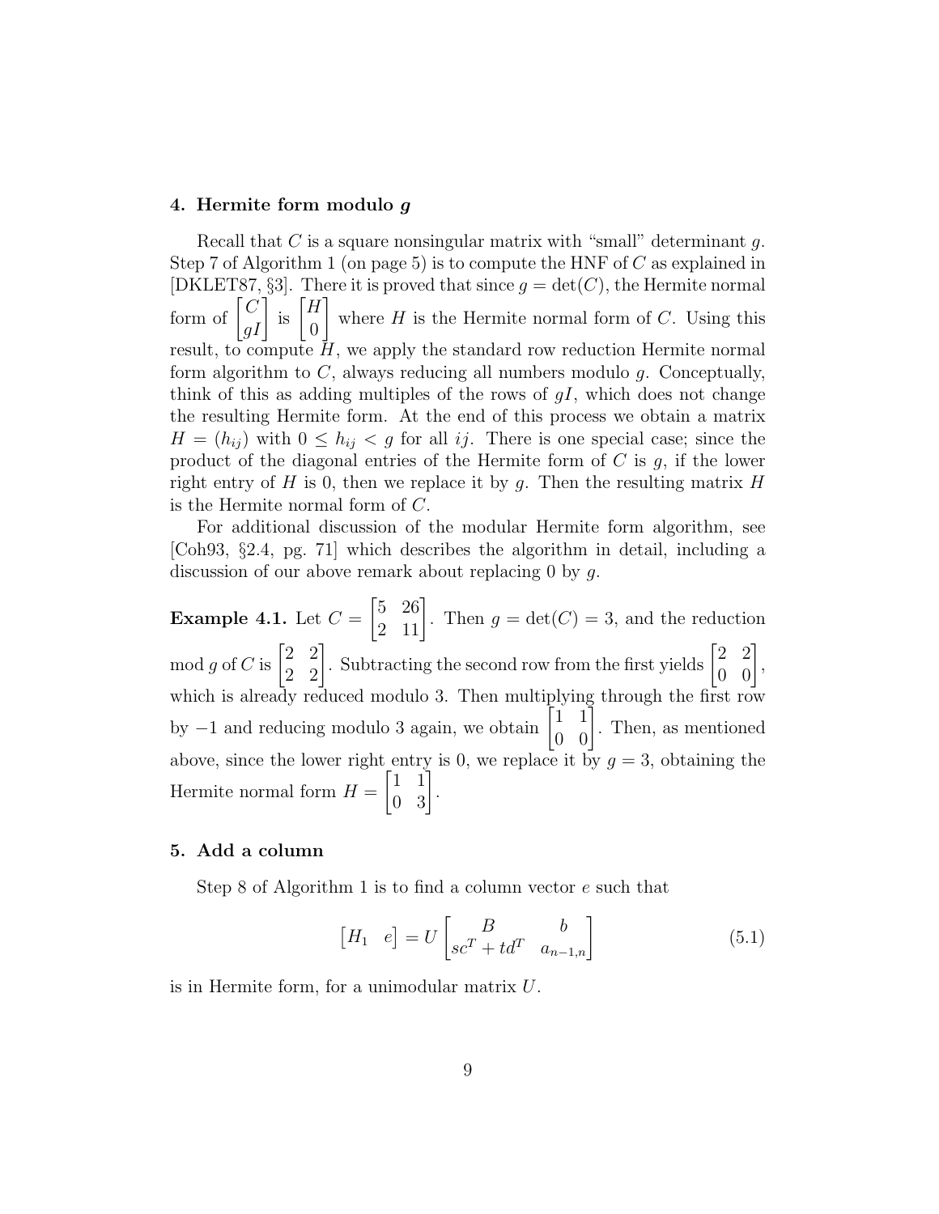## 4. Hermite form modulo $g$

Recall that $C$ is a square nonsingular matrix with "small" determinant $g$. Step 7 of Algorithm 1 (on page 5) is to compute the HNF of $C$ as explained in [DKLET87, §3]. There it is proved that since $g = \det(C)$, the Hermite normal form of $\begin{bmatrix} C \\ gI \end{bmatrix}$ is $\begin{bmatrix} H \\ 0 \end{bmatrix}$ where $H$ is the Hermite normal form of $C$. Using this result, to compute $H$, we apply the standard row reduction Hermite normal form algorithm to $C$, always reducing all numbers modulo $g$. Conceptually, think of this as adding multiples of the rows of $gI$, which does not change the resulting Hermite form. At the end of this process we obtain a matrix $H = (h_{ij})$ with $0 \leq h_{ij} < g$ for all $ij$. There is one special case; since the product of the diagonal entries of the Hermite form of $C$ is $g$, if the lower right entry of $H$ is 0, then we replace it by $g$. Then the resulting matrix $H$ is the Hermite normal form of $C$.

For additional discussion of the modular Hermite form algorithm, see [Coh93, §2.4, pg. 71] which describes the algorithm in detail, including a discussion of our above remark about replacing 0 by $g$.

**Example 4.1.** Let $C = \begin{bmatrix} 5 & 26 \\ 2 & 11 \end{bmatrix}$. Then $g = \det(C) = 3$, and the reduction mod $g$ of $C$ is $\begin{bmatrix} 2 & 2 \\ 2 & 2 \end{bmatrix}$. Subtracting the second row from the first yields $\begin{bmatrix} 2 & 2 \\ 0 & 0 \end{bmatrix}$, which is already reduced modulo 3. Then multiplying through the first row by $-1$ and reducing modulo 3 again, we obtain $\begin{bmatrix} 1 & 1 \\ 0 & 0 \end{bmatrix}$. Then, as mentioned above, since the lower right entry is 0, we replace it by $g = 3$, obtaining the Hermite normal form $H = \begin{bmatrix} 1 & 1 \\ 0 & 3 \end{bmatrix}$.

## 5. Add a column

Step 8 of Algorithm 1 is to find a column vector $e$ such that

$$\begin{bmatrix} H_1 & e \end{bmatrix} = U \begin{bmatrix} B & b \\ sc^T + td^T & a_{n-1,n} \end{bmatrix} \tag{5.1}$$

is in Hermite form, for a unimodular matrix $U$.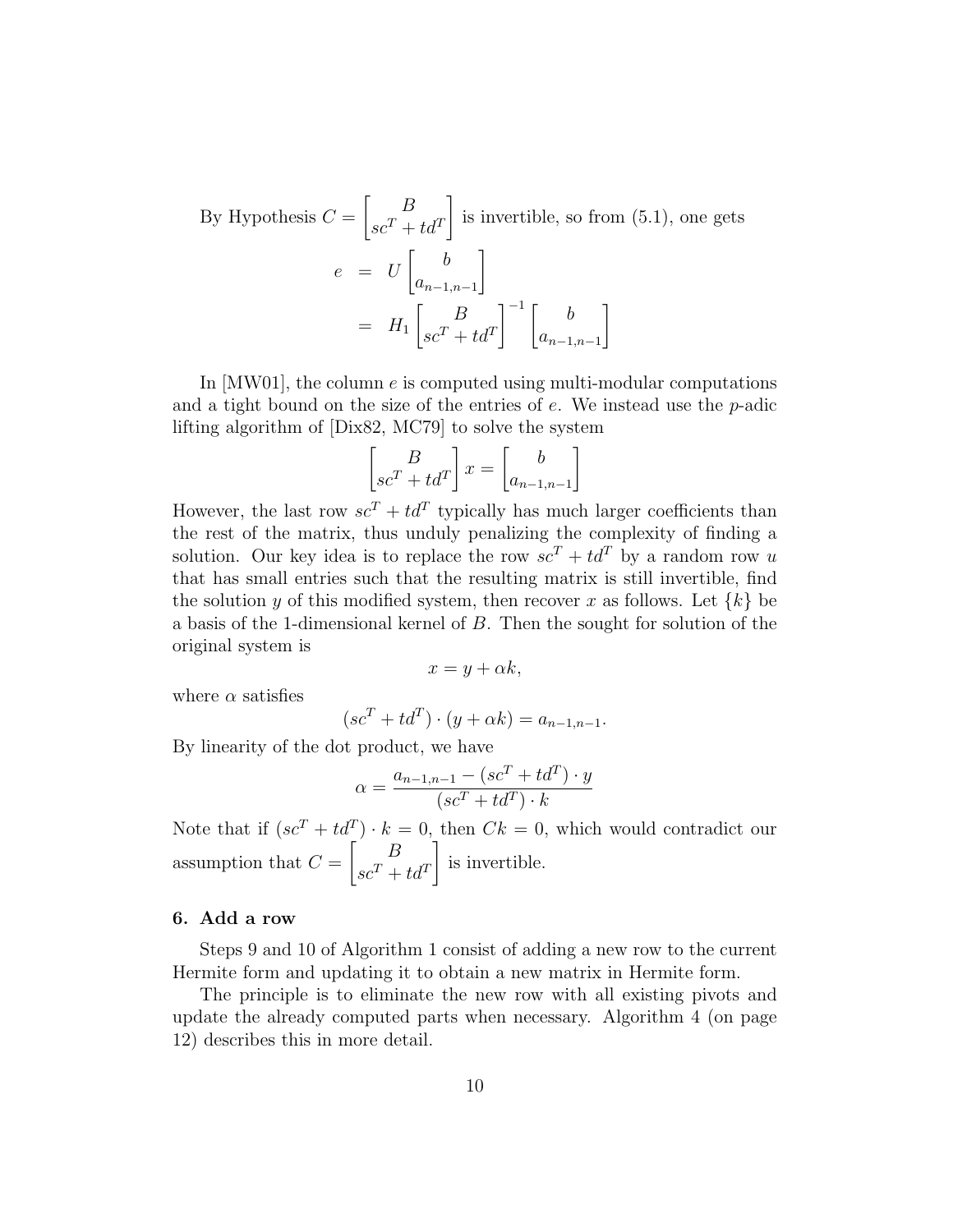By Hypothesis $C = \begin{bmatrix} B \\ sc^T + td^T \end{bmatrix}$ is invertible, so from (5.1), one gets

$$\begin{aligned} e &= U \begin{bmatrix} b \\ a_{n-1,n-1} \end{bmatrix} \\ &= H_1 \begin{bmatrix} B \\ sc^T + td^T \end{bmatrix}^{-1} \begin{bmatrix} b \\ a_{n-1,n-1} \end{bmatrix} \end{aligned}$$

In [MW01], the column $e$ is computed using multi-modular computations and a tight bound on the size of the entries of $e$. We instead use the $p$-adic lifting algorithm of [Dix82, MC79] to solve the system

$$\begin{bmatrix} B \\ sc^T + td^T \end{bmatrix} x = \begin{bmatrix} b \\ a_{n-1,n-1} \end{bmatrix}$$

However, the last row $sc^T + td^T$ typically has much larger coefficients than the rest of the matrix, thus unduly penalizing the complexity of finding a solution. Our key idea is to replace the row $sc^T + td^T$ by a random row $u$ that has small entries such that the resulting matrix is still invertible, find the solution $y$ of this modified system, then recover $x$ as follows. Let $\{k\}$ be a basis of the 1-dimensional kernel of $B$. Then the sought for solution of the original system is

$$x = y + \alpha k,$$

where $\alpha$ satisfies

$$(sc^T + td^T) \cdot (y + \alpha k) = a_{n-1,n-1}.$$

By linearity of the dot product, we have

$$\alpha = \frac{a_{n-1,n-1} - (sc^T + td^T) \cdot y}{(sc^T + td^T) \cdot k}$$

Note that if $(sc^T + td^T) \cdot k = 0$, then $Ck = 0$, which would contradict our assumption that $C = \begin{bmatrix} B \\ sc^T + td^T \end{bmatrix}$ is invertible.

### 6. Add a row

Steps 9 and 10 of Algorithm 1 consist of adding a new row to the current Hermite form and updating it to obtain a new matrix in Hermite form.

The principle is to eliminate the new row with all existing pivots and update the already computed parts when necessary. Algorithm 4 (on page 12) describes this in more detail.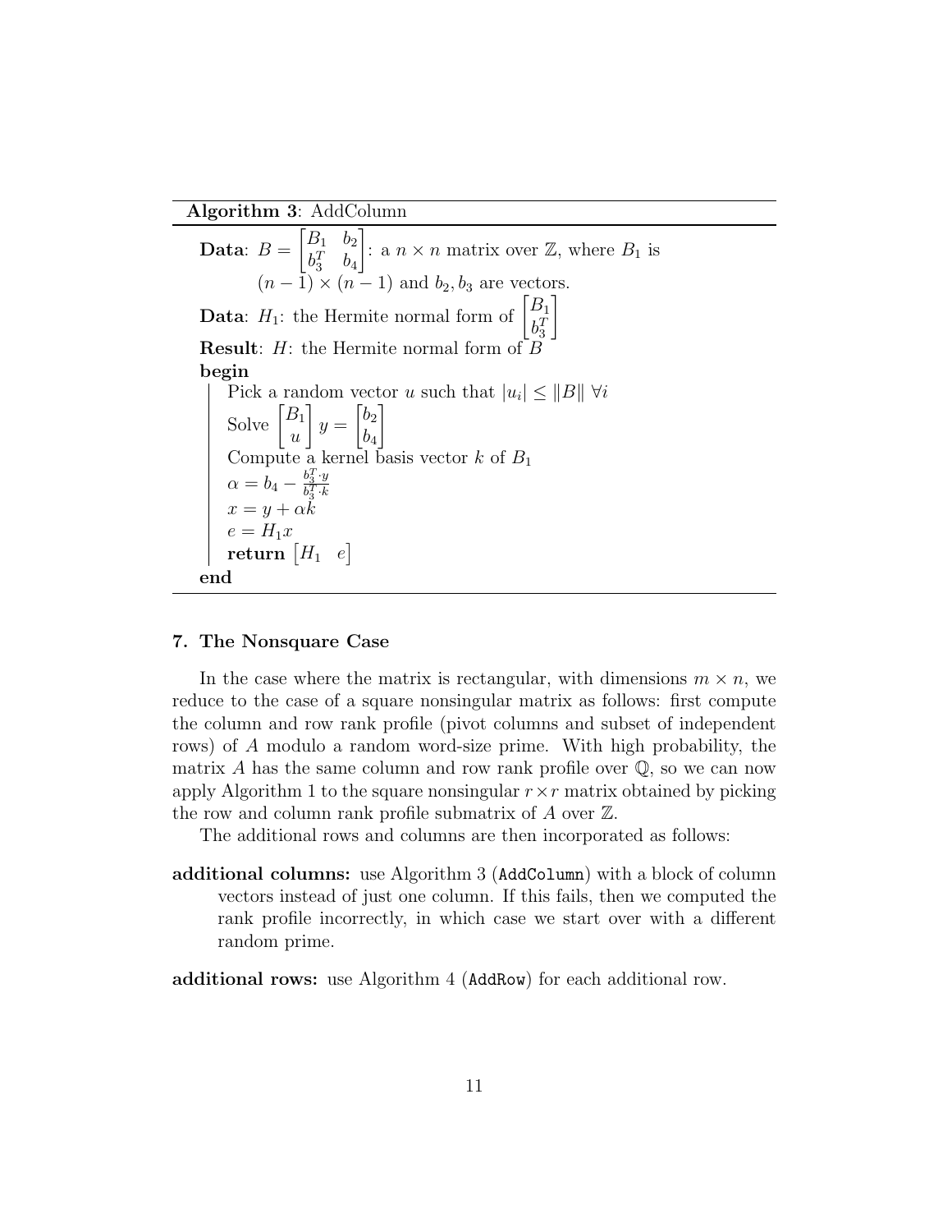**Algorithm 3**: AddColumn

**Data**: $B = \begin{bmatrix} B_1 & b_2 \\ b_3^T & b_4 \end{bmatrix}$: a $n \times n$ matrix over $\mathbb{Z}$, where $B_1$ is $(n-1) \times (n-1)$ and $b_2, b_3$ are vectors.

**Data**: $H_1$: the Hermite normal form of $\begin{bmatrix} B_1 \\ b_3^T \end{bmatrix}$

**Result**: $H$: the Hermite normal form of $B$

**begin**

- Pick a random vector $u$ such that $|u_i| \leq \|B\| \ \forall i$
- Solve $\begin{bmatrix} B_1 \\ u \end{bmatrix} y = \begin{bmatrix} b_2 \\ b_4 \end{bmatrix}$
- Compute a kernel basis vector $k$ of $B_1$
- $\alpha = b_4 - \frac{b_3^T \cdot y}{b_3^T \cdot k}$
- $x = y + \alpha k$
- $e = H_1 x$
- **return** $\begin{bmatrix} H_1 & e \end{bmatrix}$

**end**

### 7. The Nonsquare Case

In the case where the matrix is rectangular, with dimensions $m \times n$, we reduce to the case of a square nonsingular matrix as follows: first compute the column and row rank profile (pivot columns and subset of independent rows) of $A$ modulo a random word-size prime. With high probability, the matrix $A$ has the same column and row rank profile over $\mathbb{Q}$, so we can now apply Algorithm 1 to the square nonsingular $r \times r$ matrix obtained by picking the row and column rank profile submatrix of $A$ over $\mathbb{Z}$.

The additional rows and columns are then incorporated as follows:

**additional columns:** use Algorithm 3 (`AddColumn`) with a block of column vectors instead of just one column. If this fails, then we computed the rank profile incorrectly, in which case we start over with a different random prime.

**additional rows:** use Algorithm 4 (`AddRow`) for each additional row.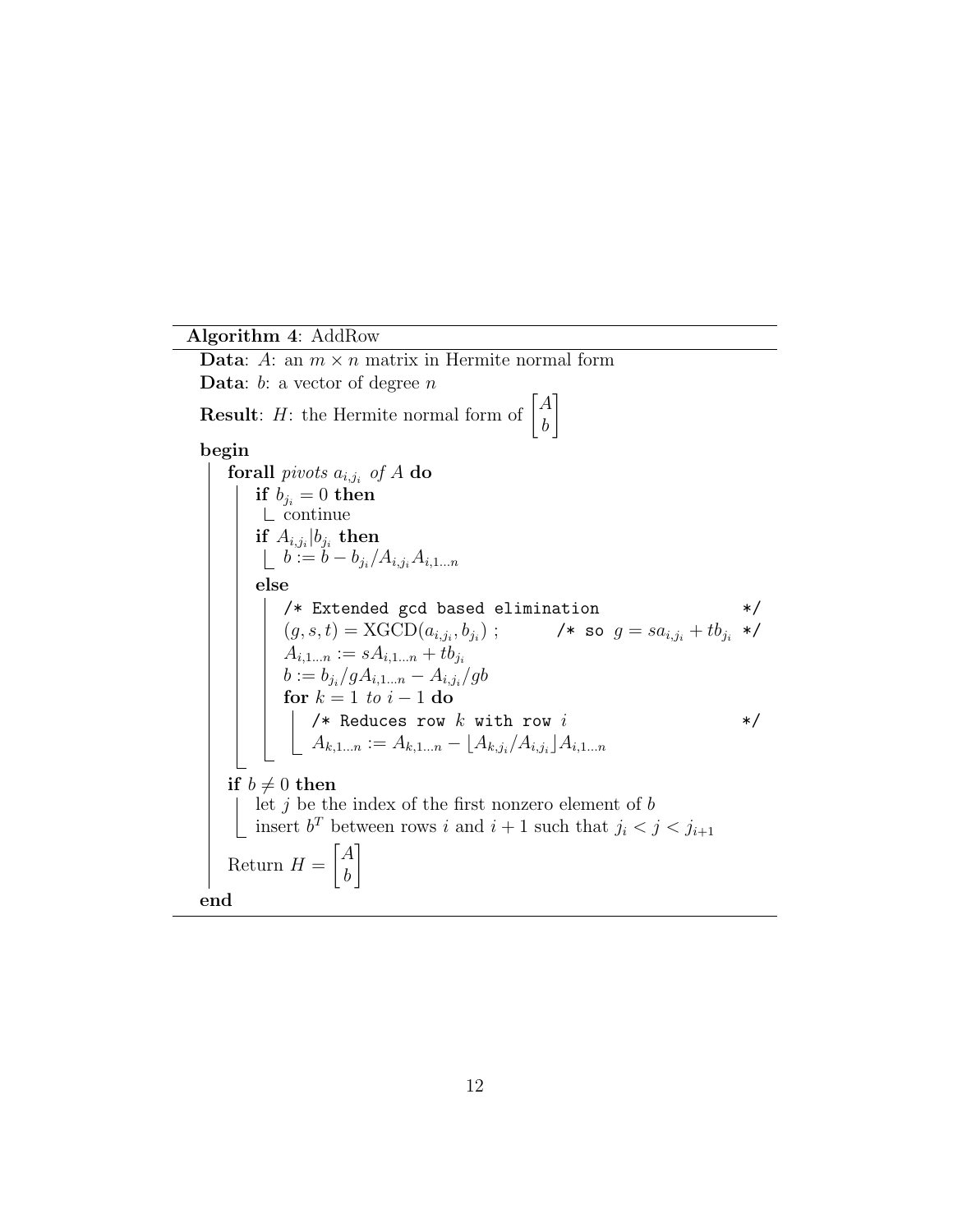**Algorithm 4**: AddRow

**Data**: $A$: an $m \times n$ matrix in Hermite normal form

**Data**: $b$: a vector of degree $n$

**Result**: $H$: the Hermite normal form of $\begin{bmatrix} A \\ b \end{bmatrix}$

**begin**

- **forall** *pivots* $a_{i,j_i}$ *of* $A$ **do**
  - **if** $b_{j_i} = 0$ **then**
    - continue
  - **if** $A_{i,j_i} | b_{j_i}$ **then**
    - $b := b - b_{j_i}/A_{i,j_i} A_{i,1\ldots n}$
  - **else**
    - `/* Extended gcd based elimination */`
    - $(g, s, t) = \mathrm{XGCD}(a_{i,j_i}, b_{j_i})$ ; `/*` so $g = s a_{i,j_i} + t b_{j_i}$ `*/`
    - $A_{i,1\ldots n} := s A_{i,1\ldots n} + t b_{j_i}$
    - $b := b_{j_i}/g A_{i,1\ldots n} - A_{i,j_i}/g b$
    - **for** $k = 1$ *to* $i - 1$ **do**
      - `/* Reduces row` $k$ `with row` $i$ `*/`
      - $A_{k,1\ldots n} := A_{k,1\ldots n} - \lfloor A_{k,j_i}/A_{i,j_i} \rfloor A_{i,1\ldots n}$
- **if** $b \neq 0$ **then**
  - let $j$ be the index of the first nonzero element of $b$
  - insert $b^T$ between rows $i$ and $i+1$ such that $j_i < j < j_{i+1}$
- Return $H = \begin{bmatrix} A \\ b \end{bmatrix}$

**end**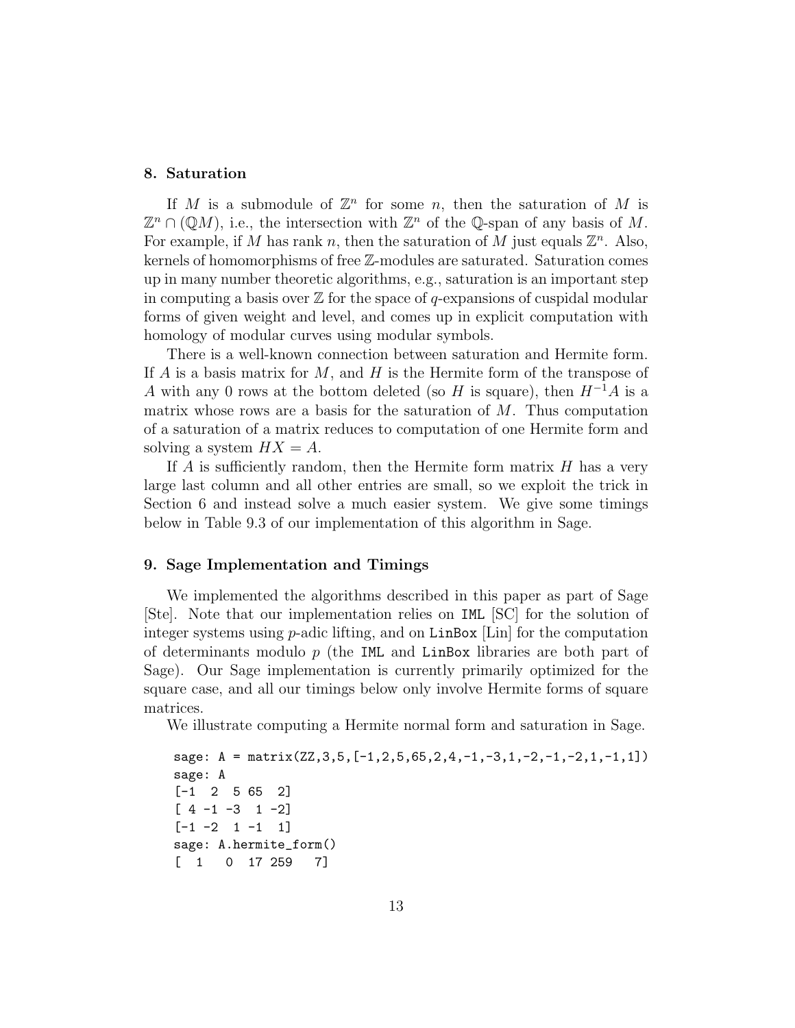## 8. Saturation

If $M$ is a submodule of $\mathbb{Z}^n$ for some $n$, then the saturation of $M$ is $\mathbb{Z}^n \cap (\mathbb{Q}M)$, i.e., the intersection with $\mathbb{Z}^n$ of the $\mathbb{Q}$-span of any basis of $M$. For example, if $M$ has rank $n$, then the saturation of $M$ just equals $\mathbb{Z}^n$. Also, kernels of homomorphisms of free $\mathbb{Z}$-modules are saturated. Saturation comes up in many number theoretic algorithms, e.g., saturation is an important step in computing a basis over $\mathbb{Z}$ for the space of $q$-expansions of cuspidal modular forms of given weight and level, and comes up in explicit computation with homology of modular curves using modular symbols.

There is a well-known connection between saturation and Hermite form. If $A$ is a basis matrix for $M$, and $H$ is the Hermite form of the transpose of $A$ with any 0 rows at the bottom deleted (so $H$ is square), then $H^{-1}A$ is a matrix whose rows are a basis for the saturation of $M$. Thus computation of a saturation of a matrix reduces to computation of one Hermite form and solving a system $HX = A$.

If $A$ is sufficiently random, then the Hermite form matrix $H$ has a very large last column and all other entries are small, so we exploit the trick in Section 6 and instead solve a much easier system. We give some timings below in Table 9.3 of our implementation of this algorithm in Sage.

## 9. Sage Implementation and Timings

We implemented the algorithms described in this paper as part of Sage [Ste]. Note that our implementation relies on `IML` [SC] for the solution of integer systems using $p$-adic lifting, and on `LinBox` [Lin] for the computation of determinants modulo $p$ (the `IML` and `LinBox` libraries are both part of Sage). Our Sage implementation is currently primarily optimized for the square case, and all our timings below only involve Hermite forms of square matrices.

We illustrate computing a Hermite normal form and saturation in Sage.

```
sage: A = matrix(ZZ,3,5,[-1,2,5,65,2,4,-1,-3,1,-2,-1,-2,1,-1,1])
sage: A
[-1  2  5 65  2]
[ 4 -1 -3  1 -2]
[-1 -2  1 -1  1]
sage: A.hermite_form()
[  1   0  17 259   7]
```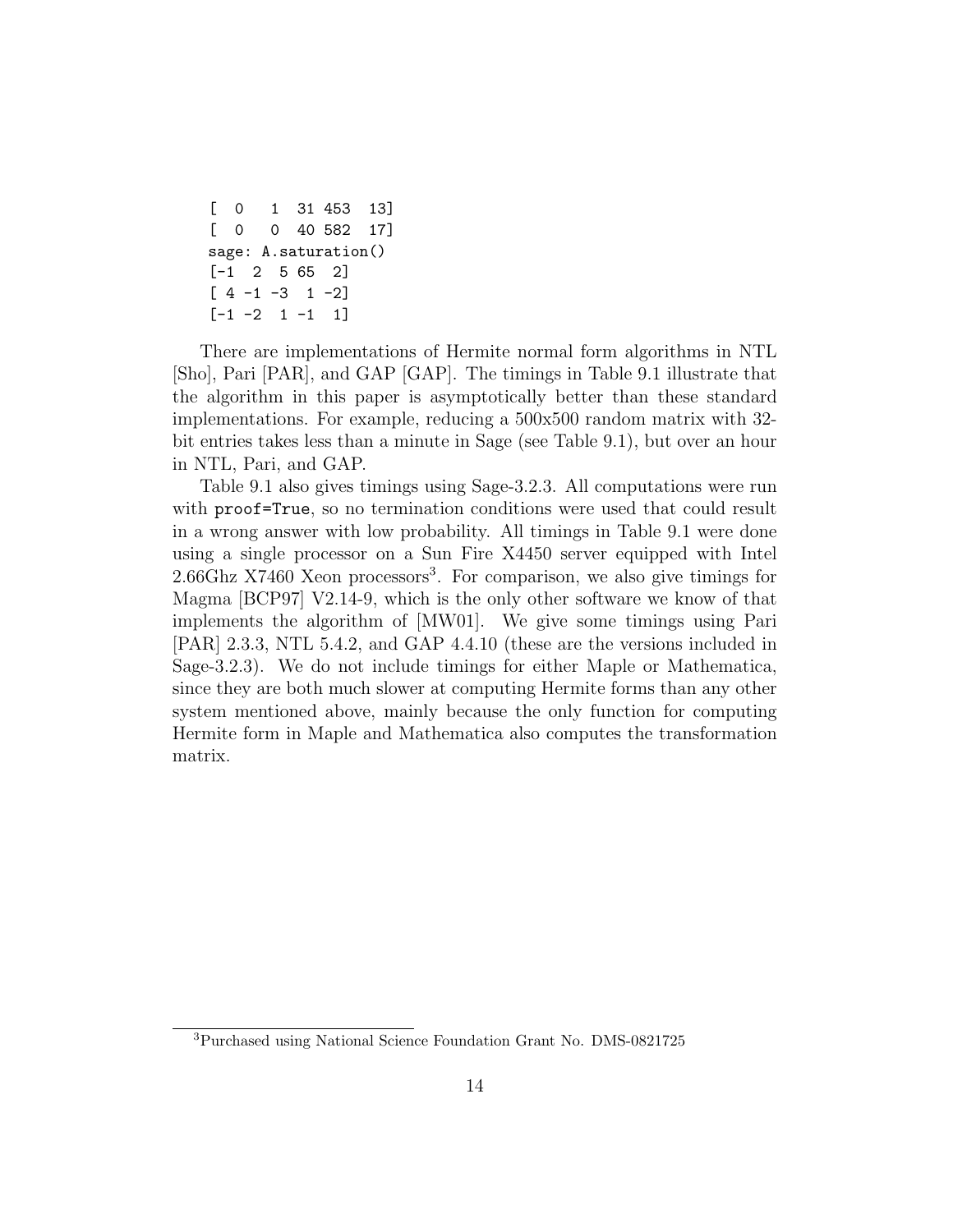```
[  0   1  31 453  13]
[  0   0  40 582  17]
sage: A.saturation()
[-1  2  5 65  2]
[ 4 -1 -3  1 -2]
[-1 -2  1 -1  1]
```

There are implementations of Hermite normal form algorithms in NTL [Sho], Pari [PAR], and GAP [GAP]. The timings in Table 9.1 illustrate that the algorithm in this paper is asymptotically better than these standard implementations. For example, reducing a 500x500 random matrix with 32-bit entries takes less than a minute in Sage (see Table 9.1), but over an hour in NTL, Pari, and GAP.

Table 9.1 also gives timings using Sage-3.2.3. All computations were run with `proof=True`, so no termination conditions were used that could result in a wrong answer with low probability. All timings in Table 9.1 were done using a single processor on a Sun Fire X4450 server equipped with Intel 2.66Ghz X7460 Xeon processors[3]. For comparison, we also give timings for Magma [BCP97] V2.14-9, which is the only other software we know of that implements the algorithm of [MW01]. We give some timings using Pari [PAR] 2.3.3, NTL 5.4.2, and GAP 4.4.10 (these are the versions included in Sage-3.2.3). We do not include timings for either Maple or Mathematica, since they are both much slower at computing Hermite forms than any other system mentioned above, mainly because the only function for computing Hermite form in Maple and Mathematica also computes the transformation matrix.

[3] Purchased using National Science Foundation Grant No. DMS-0821725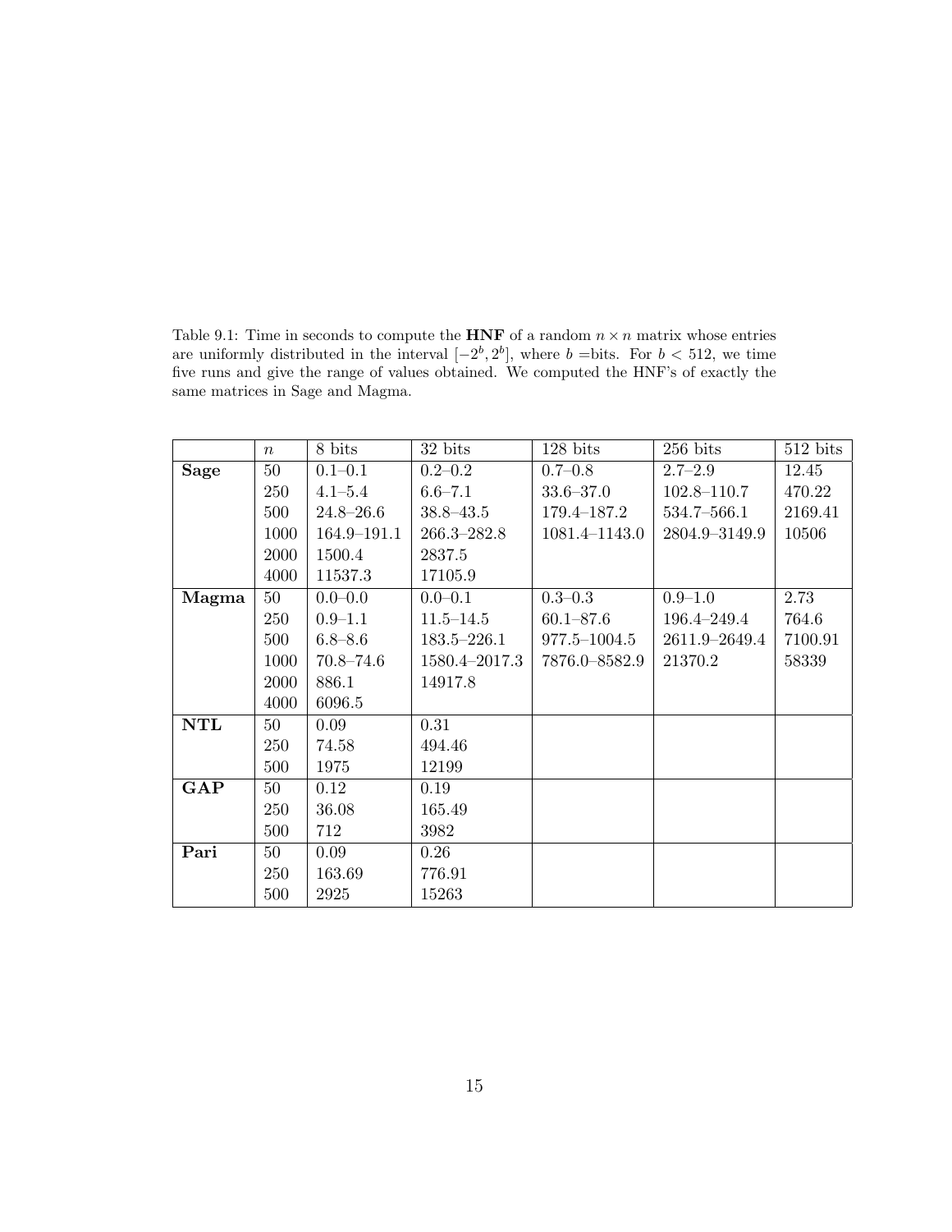Table 9.1: Time in seconds to compute the **HNF** of a random $n \times n$ matrix whose entries are uniformly distributed in the interval $[-2^b, 2^b]$, where $b$ =bits. For $b < 512$, we time five runs and give the range of values obtained. We computed the HNF's of exactly the same matrices in Sage and Magma.

| | $n$ | 8 bits | 32 bits | 128 bits | 256 bits | 512 bits |
|---|---|---|---|---|---|---|
| **Sage** | 50 | 0.1–0.1 | 0.2–0.2 | 0.7–0.8 | 2.7–2.9 | 12.45 |
| | 250 | 4.1–5.4 | 6.6–7.1 | 33.6–37.0 | 102.8–110.7 | 470.22 |
| | 500 | 24.8–26.6 | 38.8–43.5 | 179.4–187.2 | 534.7–566.1 | 2169.41 |
| | 1000 | 164.9–191.1 | 266.3–282.8 | 1081.4–1143.0 | 2804.9–3149.9 | 10506 |
| | 2000 | 1500.4 | 2837.5 | | | |
| | 4000 | 11537.3 | 17105.9 | | | |
| **Magma** | 50 | 0.0–0.0 | 0.0–0.1 | 0.3–0.3 | 0.9–1.0 | 2.73 |
| | 250 | 0.9–1.1 | 11.5–14.5 | 60.1–87.6 | 196.4–249.4 | 764.6 |
| | 500 | 6.8–8.6 | 183.5–226.1 | 977.5–1004.5 | 2611.9–2649.4 | 7100.91 |
| | 1000 | 70.8–74.6 | 1580.4–2017.3 | 7876.0–8582.9 | 21370.2 | 58339 |
| | 2000 | 886.1 | 14917.8 | | | |
| | 4000 | 6096.5 | | | | |
| **NTL** | 50 | 0.09 | 0.31 | | | |
| | 250 | 74.58 | 494.46 | | | |
| | 500 | 1975 | 12199 | | | |
| **GAP** | 50 | 0.12 | 0.19 | | | |
| | 250 | 36.08 | 165.49 | | | |
| | 500 | 712 | 3982 | | | |
| **Pari** | 50 | 0.09 | 0.26 | | | |
| | 250 | 163.69 | 776.91 | | | |
| | 500 | 2925 | 15263 | | | |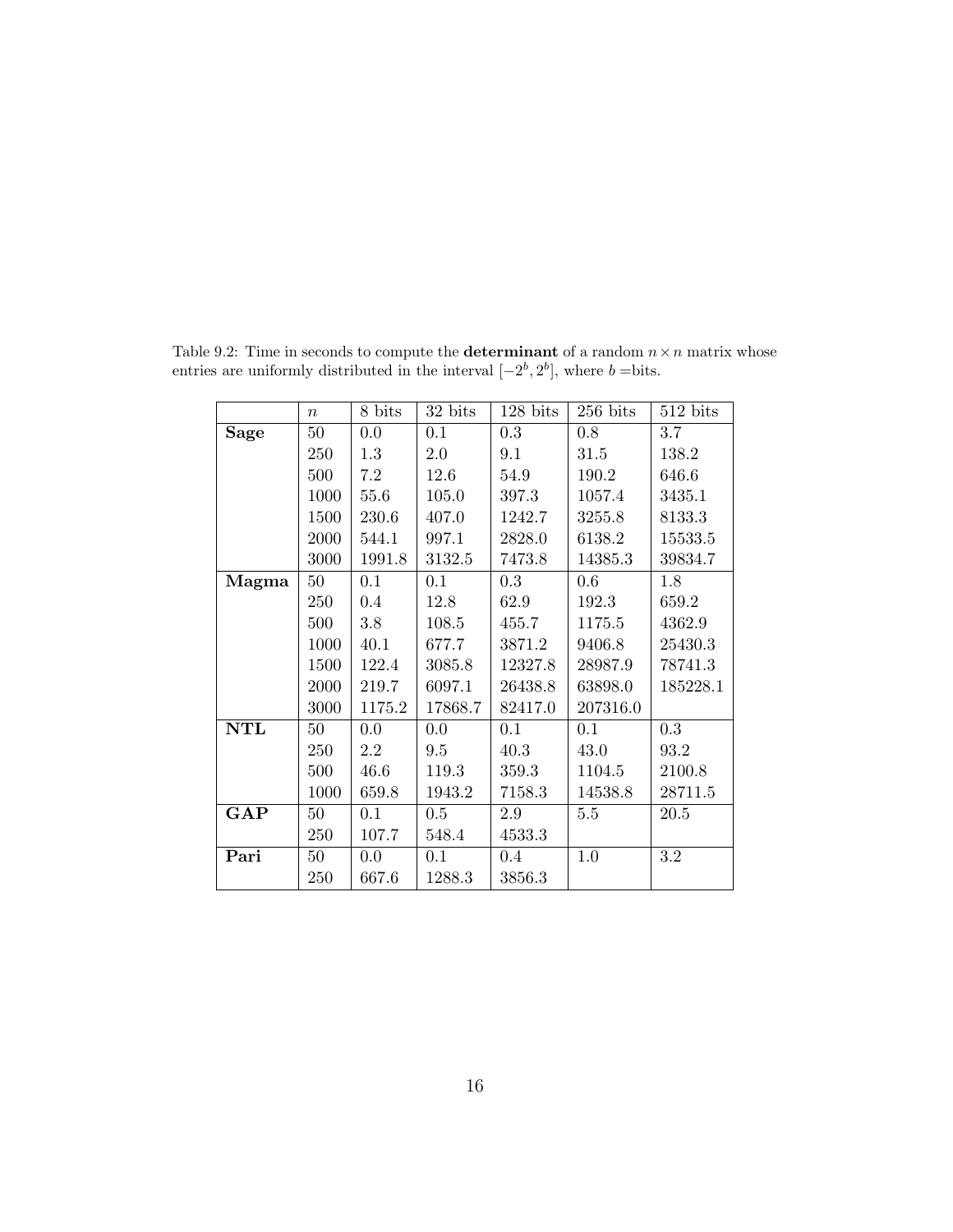Table 9.2: Time in seconds to compute the **determinant** of a random $n \times n$ matrix whose entries are uniformly distributed in the interval $[-2^b, 2^b]$, where $b$ =bits.

| | $n$ | 8 bits | 32 bits | 128 bits | 256 bits | 512 bits |
|---|---|---|---|---|---|---|
| **Sage** | 50 | 0.0 | 0.1 | 0.3 | 0.8 | 3.7 |
| | 250 | 1.3 | 2.0 | 9.1 | 31.5 | 138.2 |
| | 500 | 7.2 | 12.6 | 54.9 | 190.2 | 646.6 |
| | 1000 | 55.6 | 105.0 | 397.3 | 1057.4 | 3435.1 |
| | 1500 | 230.6 | 407.0 | 1242.7 | 3255.8 | 8133.3 |
| | 2000 | 544.1 | 997.1 | 2828.0 | 6138.2 | 15533.5 |
| | 3000 | 1991.8 | 3132.5 | 7473.8 | 14385.3 | 39834.7 |
| **Magma** | 50 | 0.1 | 0.1 | 0.3 | 0.6 | 1.8 |
| | 250 | 0.4 | 12.8 | 62.9 | 192.3 | 659.2 |
| | 500 | 3.8 | 108.5 | 455.7 | 1175.5 | 4362.9 |
| | 1000 | 40.1 | 677.7 | 3871.2 | 9406.8 | 25430.3 |
| | 1500 | 122.4 | 3085.8 | 12327.8 | 28987.9 | 78741.3 |
| | 2000 | 219.7 | 6097.1 | 26438.8 | 63898.0 | 185228.1 |
| | 3000 | 1175.2 | 17868.7 | 82417.0 | 207316.0 | |
| **NTL** | 50 | 0.0 | 0.0 | 0.1 | 0.1 | 0.3 |
| | 250 | 2.2 | 9.5 | 40.3 | 43.0 | 93.2 |
| | 500 | 46.6 | 119.3 | 359.3 | 1104.5 | 2100.8 |
| | 1000 | 659.8 | 1943.2 | 7158.3 | 14538.8 | 28711.5 |
| **GAP** | 50 | 0.1 | 0.5 | 2.9 | 5.5 | 20.5 |
| | 250 | 107.7 | 548.4 | 4533.3 | | |
| **Pari** | 50 | 0.0 | 0.1 | 0.4 | 1.0 | 3.2 |
| | 250 | 667.6 | 1288.3 | 3856.3 | | |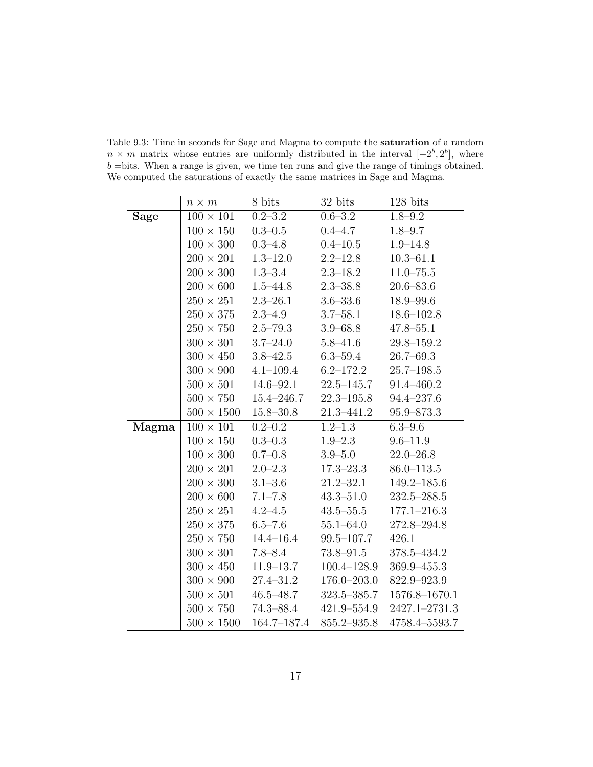Table 9.3: Time in seconds for Sage and Magma to compute the **saturation** of a random $n \times m$ matrix whose entries are uniformly distributed in the interval $[-2^b, 2^b]$, where $b$ =bits. When a range is given, we time ten runs and give the range of timings obtained. We computed the saturations of exactly the same matrices in Sage and Magma.

| | $n \times m$ | 8 bits | 32 bits | 128 bits |
|---|---|---|---|---|
| **Sage** | $100 \times 101$ | 0.2–3.2 | 0.6–3.2 | 1.8–9.2 |
| | $100 \times 150$ | 0.3–0.5 | 0.4–4.7 | 1.8–9.7 |
| | $100 \times 300$ | 0.3–4.8 | 0.4–10.5 | 1.9–14.8 |
| | $200 \times 201$ | 1.3–12.0 | 2.2–12.8 | 10.3–61.1 |
| | $200 \times 300$ | 1.3–3.4 | 2.3–18.2 | 11.0–75.5 |
| | $200 \times 600$ | 1.5–44.8 | 2.3–38.8 | 20.6–83.6 |
| | $250 \times 251$ | 2.3–26.1 | 3.6–33.6 | 18.9–99.6 |
| | $250 \times 375$ | 2.3–4.9 | 3.7–58.1 | 18.6–102.8 |
| | $250 \times 750$ | 2.5–79.3 | 3.9–68.8 | 47.8–55.1 |
| | $300 \times 301$ | 3.7–24.0 | 5.8–41.6 | 29.8–159.2 |
| | $300 \times 450$ | 3.8–42.5 | 6.3–59.4 | 26.7–69.3 |
| | $300 \times 900$ | 4.1–109.4 | 6.2–172.2 | 25.7–198.5 |
| | $500 \times 501$ | 14.6–92.1 | 22.5–145.7 | 91.4–460.2 |
| | $500 \times 750$ | 15.4–246.7 | 22.3–195.8 | 94.4–237.6 |
| | $500 \times 1500$ | 15.8–30.8 | 21.3–441.2 | 95.9–873.3 |
| **Magma** | $100 \times 101$ | 0.2–0.2 | 1.2–1.3 | 6.3–9.6 |
| | $100 \times 150$ | 0.3–0.3 | 1.9–2.3 | 9.6–11.9 |
| | $100 \times 300$ | 0.7–0.8 | 3.9–5.0 | 22.0–26.8 |
| | $200 \times 201$ | 2.0–2.3 | 17.3–23.3 | 86.0–113.5 |
| | $200 \times 300$ | 3.1–3.6 | 21.2–32.1 | 149.2–185.6 |
| | $200 \times 600$ | 7.1–7.8 | 43.3–51.0 | 232.5–288.5 |
| | $250 \times 251$ | 4.2–4.5 | 43.5–55.5 | 177.1–216.3 |
| | $250 \times 375$ | 6.5–7.6 | 55.1–64.0 | 272.8–294.8 |
| | $250 \times 750$ | 14.4–16.4 | 99.5–107.7 | 426.1 |
| | $300 \times 301$ | 7.8–8.4 | 73.8–91.5 | 378.5–434.2 |
| | $300 \times 450$ | 11.9–13.7 | 100.4–128.9 | 369.9–455.3 |
| | $300 \times 900$ | 27.4–31.2 | 176.0–203.0 | 822.9–923.9 |
| | $500 \times 501$ | 46.5–48.7 | 323.5–385.7 | 1576.8–1670.1 |
| | $500 \times 750$ | 74.3–88.4 | 421.9–554.9 | 2427.1–2731.3 |
| | $500 \times 1500$ | 164.7–187.4 | 855.2–935.8 | 4758.4–5593.7 |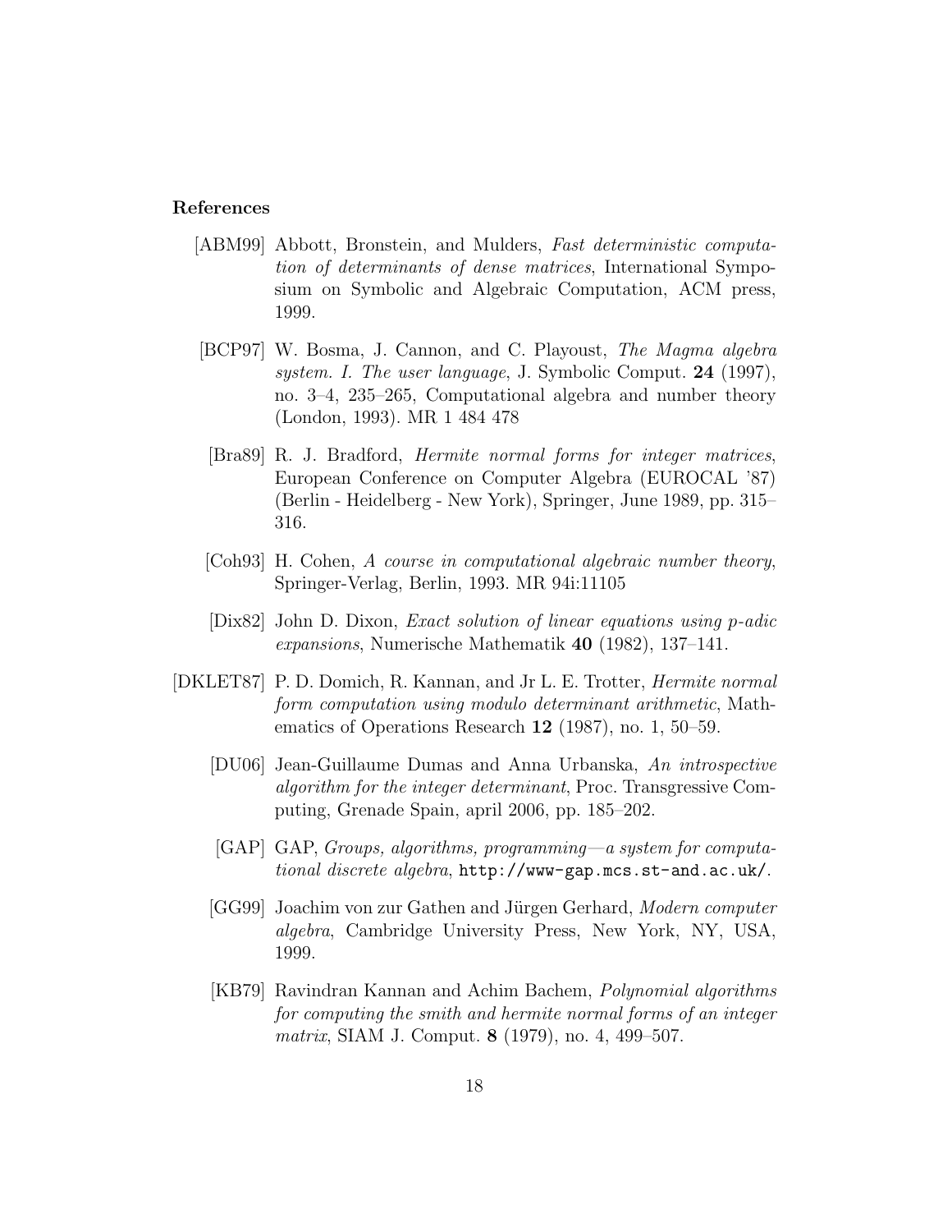**References**

[ABM99] Abbott, Bronstein, and Mulders, *Fast deterministic computation of determinants of dense matrices*, International Symposium on Symbolic and Algebraic Computation, ACM press, 1999.

[BCP97] W. Bosma, J. Cannon, and C. Playoust, *The Magma algebra system. I. The user language*, J. Symbolic Comput. **24** (1997), no. 3–4, 235–265, Computational algebra and number theory (London, 1993). MR 1 484 478

[Bra89] R. J. Bradford, *Hermite normal forms for integer matrices*, European Conference on Computer Algebra (EUROCAL '87) (Berlin - Heidelberg - New York), Springer, June 1989, pp. 315–316.

[Coh93] H. Cohen, *A course in computational algebraic number theory*, Springer-Verlag, Berlin, 1993. MR 94i:11105

[Dix82] John D. Dixon, *Exact solution of linear equations using p-adic expansions*, Numerische Mathematik **40** (1982), 137–141.

[DKLET87] P. D. Domich, R. Kannan, and Jr L. E. Trotter, *Hermite normal form computation using modulo determinant arithmetic*, Mathematics of Operations Research **12** (1987), no. 1, 50–59.

[DU06] Jean-Guillaume Dumas and Anna Urbanska, *An introspective algorithm for the integer determinant*, Proc. Transgressive Computing, Grenade Spain, april 2006, pp. 185–202.

[GAP] GAP, *Groups, algorithms, programming—a system for computational discrete algebra*, `http://www-gap.mcs.st-and.ac.uk/`.

[GG99] Joachim von zur Gathen and Jürgen Gerhard, *Modern computer algebra*, Cambridge University Press, New York, NY, USA, 1999.

[KB79] Ravindran Kannan and Achim Bachem, *Polynomial algorithms for computing the smith and hermite normal forms of an integer matrix*, SIAM J. Comput. **8** (1979), no. 4, 499–507.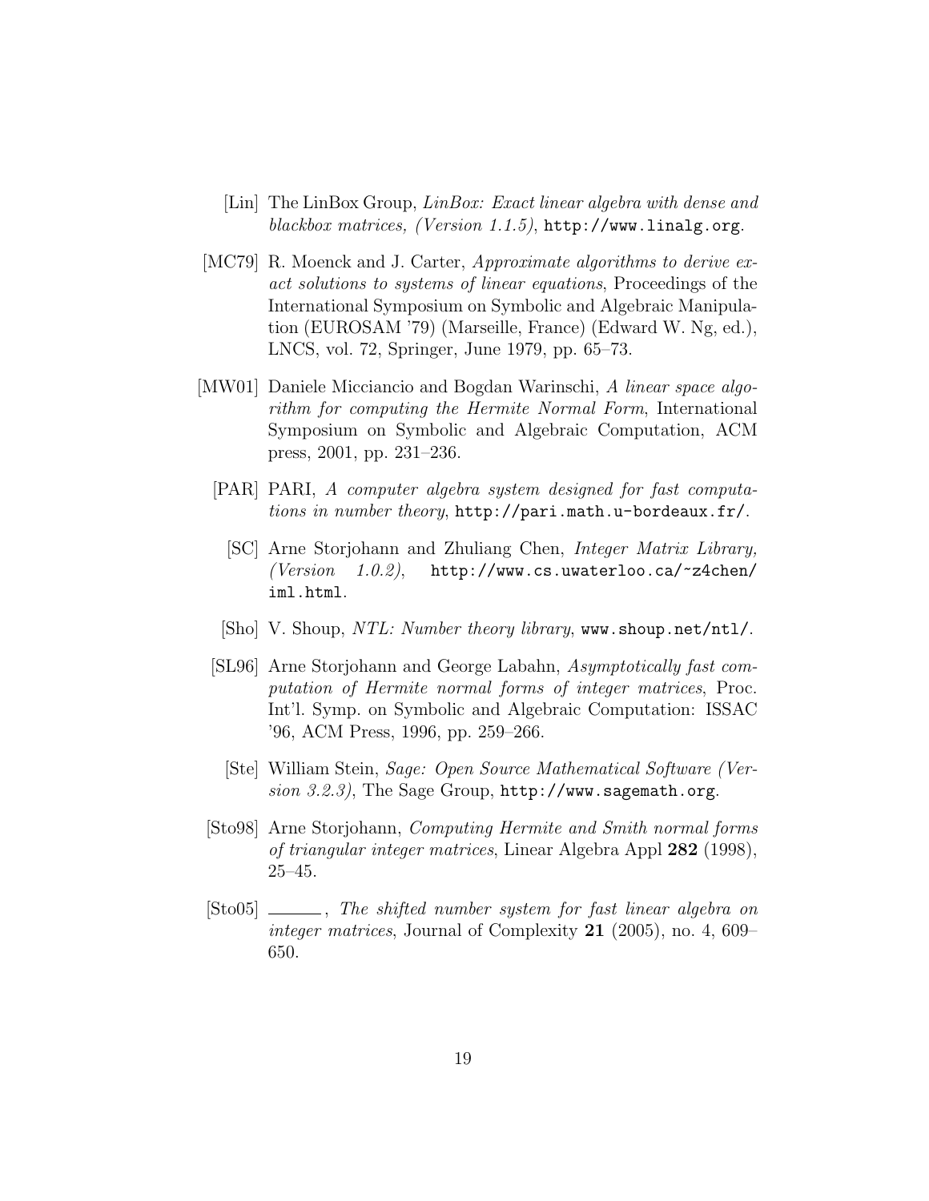[Lin] The LinBox Group, *LinBox: Exact linear algebra with dense and blackbox matrices, (Version 1.1.5)*, `http://www.linalg.org`.

[MC79] R. Moenck and J. Carter, *Approximate algorithms to derive exact solutions to systems of linear equations*, Proceedings of the International Symposium on Symbolic and Algebraic Manipulation (EUROSAM '79) (Marseille, France) (Edward W. Ng, ed.), LNCS, vol. 72, Springer, June 1979, pp. 65–73.

[MW01] Daniele Micciancio and Bogdan Warinschi, *A linear space algorithm for computing the Hermite Normal Form*, International Symposium on Symbolic and Algebraic Computation, ACM press, 2001, pp. 231–236.

[PAR] PARI, *A computer algebra system designed for fast computations in number theory*, `http://pari.math.u-bordeaux.fr/`.

[SC] Arne Storjohann and Zhuliang Chen, *Integer Matrix Library, (Version 1.0.2)*, `http://www.cs.uwaterloo.ca/~z4chen/iml.html`.

[Sho] V. Shoup, *NTL: Number theory library*, `www.shoup.net/ntl/`.

[SL96] Arne Storjohann and George Labahn, *Asymptotically fast computation of Hermite normal forms of integer matrices*, Proc. Int'l. Symp. on Symbolic and Algebraic Computation: ISSAC '96, ACM Press, 1996, pp. 259–266.

[Ste] William Stein, *Sage: Open Source Mathematical Software (Version 3.2.3)*, The Sage Group, `http://www.sagemath.org`.

[Sto98] Arne Storjohann, *Computing Hermite and Smith normal forms of triangular integer matrices*, Linear Algebra Appl **282** (1998), 25–45.

[Sto05] ______, *The shifted number system for fast linear algebra on integer matrices*, Journal of Complexity **21** (2005), no. 4, 609–650.